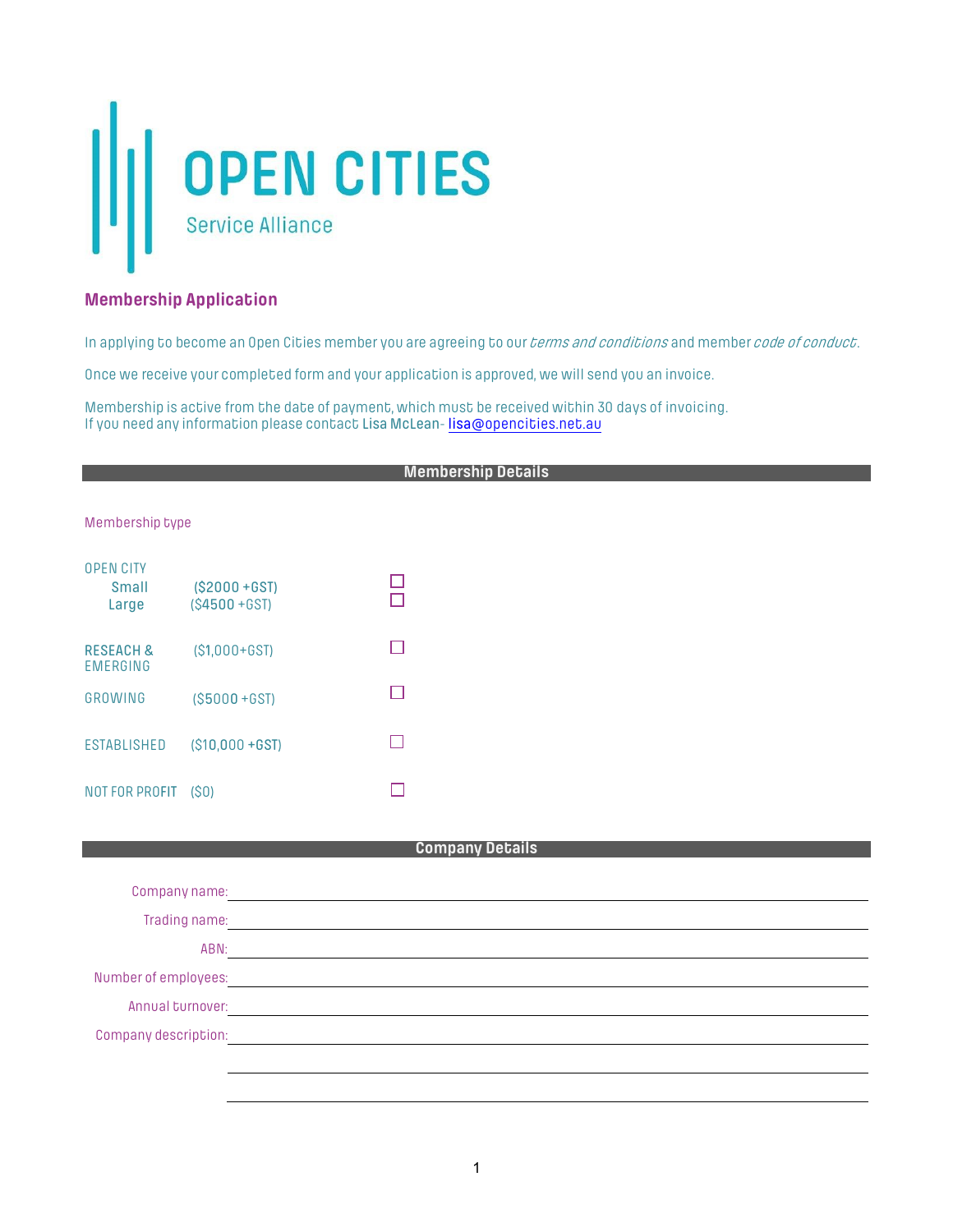# OPEN CITIES

Service Alliance

## Membership Application

In applying to become an Open Cities member you are agreeing to our *terms and conditions* and member *code of conduct*.

Once we receive your completed form and your application is approved, we will send you an invoice.

Membership is active from the date of payment, which must be received within 30 days of invoicing.
If you need any information please contact Lisa McLean- lisa@opencities.net.au

## Membership Details

Membership type

| | | |
|---|---|---|
| OPEN CITY | | |
| Small | ($2000 +GST) | ☐ |
| Large | ($4500 +GST) | ☐ |
| RESEACH & EMERGING | ($1,000+GST) | ☐ |
| GROWING | ($5000 +GST) | ☐ |
| ESTABLISHED | ($10,000 +GST) | ☐ |
| NOT FOR PROFIT | ($0) | ☐ |

## Company Details

Company name: ______________________________

Trading name: ______________________________

ABN: ______________________________

Number of employees: ______________________________

Annual turnover: ______________________________

Company description: ______________________________

______________________________

______________________________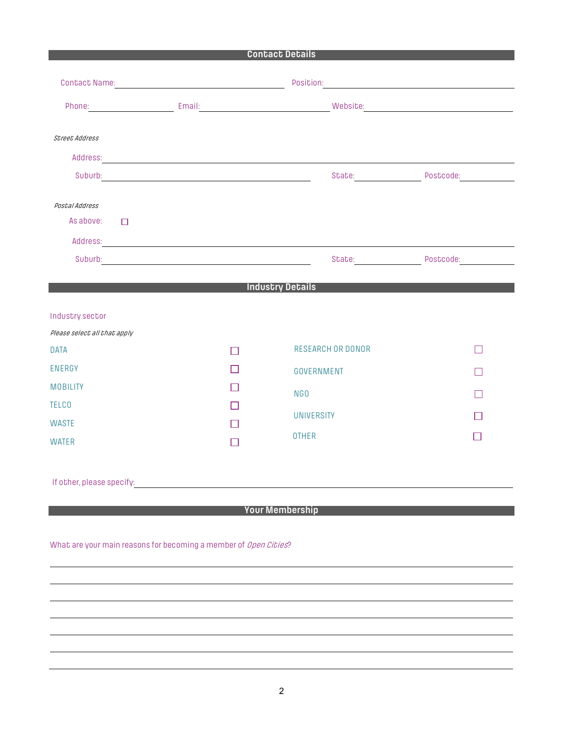## Contact Details

Contact Name: ____________________ Position: ____________________

Phone: ____________ Email: ____________________ Website: ____________________

*Street Address*

Address: ________________________________________

Suburb: ____________________ State: __________ Postcode: __________

*Postal Address*

As above: ☐

Address: ________________________________________

Suburb: ____________________ State: __________ Postcode: __________

## Industry Details

Industry sector

*Please select all that apply*

| | | | |
|---|---|---|---|
| DATA | ☐ | RESEARCH OR DONOR | ☐ |
| ENERGY | ☐ | GOVERNMENT | ☐ |
| MOBILITY | ☐ | NGO | ☐ |
| TELCO | ☐ | UNIVERSITY | ☐ |
| WASTE | ☐ | OTHER | ☐ |
| WATER | ☐ | | |

If other, please specify: ________________________________________

## Your Membership

What are your main reasons for becoming a member of *Open Cities*?

________________________________________

________________________________________

________________________________________

________________________________________

________________________________________

________________________________________

________________________________________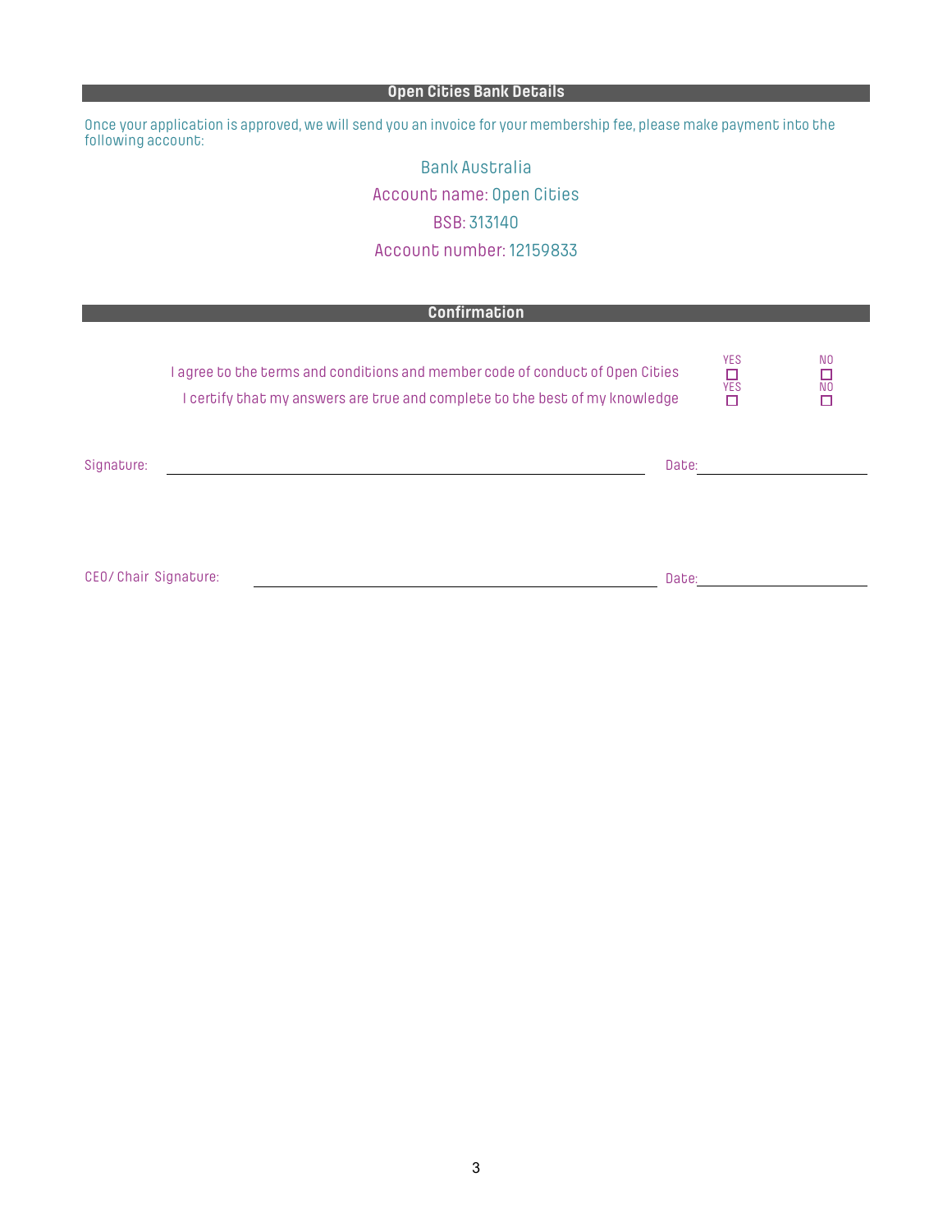## Open Cities Bank Details

Once your application is approved, we will send you an invoice for your membership fee, please make payment into the following account:

Bank Australia

Account name: Open Cities

BSB: 313140

Account number: 12159833

## Confirmation

| | YES | NO |
|---|---|---|
| I agree to the terms and conditions and member code of conduct of Open Cities | ☐ | ☐ |
| I certify that my answers are true and complete to the best of my knowledge | ☐ | ☐ |

Signature: ____________________________________________ Date: ____________________

CEO/ Chair Signature: ____________________________________________ Date: ____________________